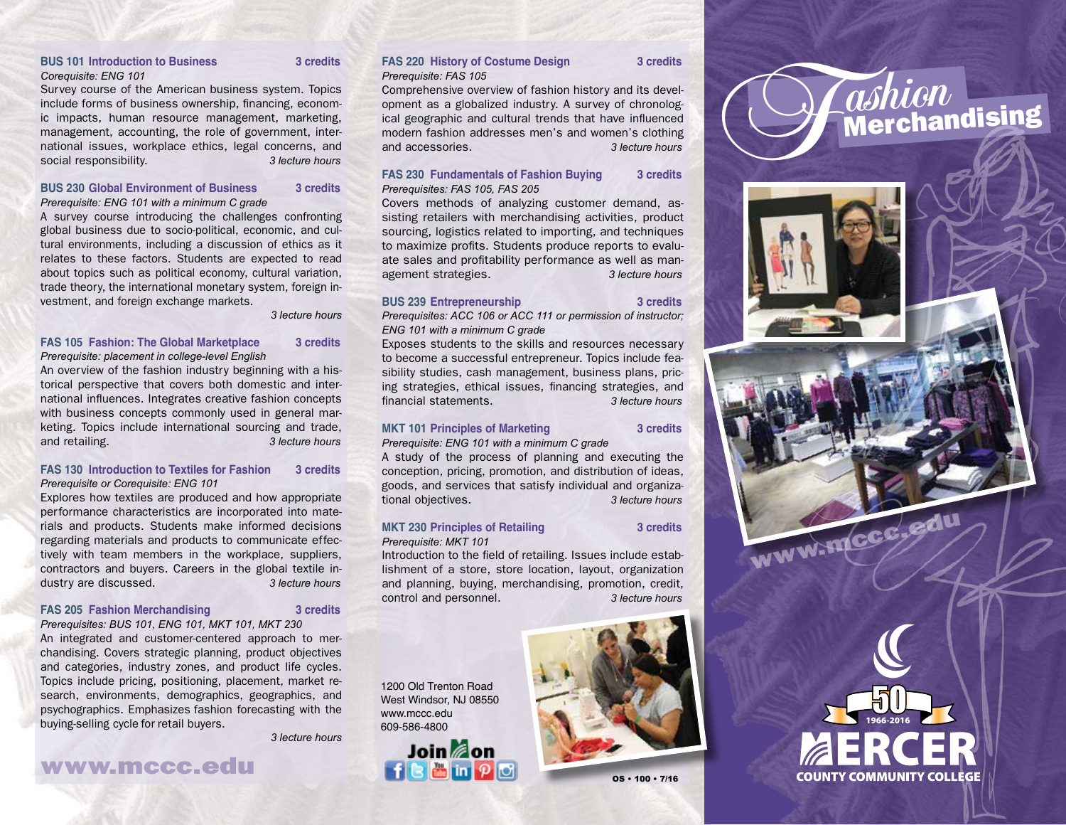### BUS 101 Introduction to Business — 3 credits

*Corequisite: ENG 101*

Survey course of the American business system. Topics include forms of business ownership, financing, economic impacts, human resource management, marketing, management, accounting, the role of government, international issues, workplace ethics, legal concerns, and social responsibility. *3 lecture hours*

### BUS 230 Global Environment of Business — 3 credits

*Prerequisite: ENG 101 with a minimum C grade*

A survey course introducing the challenges confronting global business due to socio-political, economic, and cultural environments, including a discussion of ethics as it relates to these factors. Students are expected to read about topics such as political economy, cultural variation, trade theory, the international monetary system, foreign investment, and foreign exchange markets. *3 lecture hours*

### FAS 105 Fashion: The Global Marketplace — 3 credits

*Prerequisite: placement in college-level English*

An overview of the fashion industry beginning with a historical perspective that covers both domestic and international influences. Integrates creative fashion concepts with business concepts commonly used in general marketing. Topics include international sourcing and trade, and retailing. *3 lecture hours*

### FAS 130 Introduction to Textiles for Fashion — 3 credits

*Prerequisite or Corequisite: ENG 101*

Explores how textiles are produced and how appropriate performance characteristics are incorporated into materials and products. Students make informed decisions regarding materials and products to communicate effectively with team members in the workplace, suppliers, contractors and buyers. Careers in the global textile industry are discussed. *3 lecture hours*

### FAS 205 Fashion Merchandising — 3 credits

*Prerequisites: BUS 101, ENG 101, MKT 101, MKT 230*

An integrated and customer-centered approach to merchandising. Covers strategic planning, product objectives and categories, industry zones, and product life cycles. Topics include pricing, positioning, placement, market research, environments, demographics, geographics, and psychographics. Emphasizes fashion forecasting with the buying-selling cycle for retail buyers. *3 lecture hours*

www.mccc.edu

### FAS 220 History of Costume Design — 3 credits

*Prerequisite: FAS 105*

Comprehensive overview of fashion history and its development as a globalized industry. A survey of chronological geographic and cultural trends that have influenced modern fashion addresses men's and women's clothing and accessories. *3 lecture hours*

### FAS 230 Fundamentals of Fashion Buying — 3 credits

*Prerequisites: FAS 105, FAS 205*

Covers methods of analyzing customer demand, assisting retailers with merchandising activities, product sourcing, logistics related to importing, and techniques to maximize profits. Students produce reports to evaluate sales and profitability performance as well as management strategies. *3 lecture hours*

### BUS 239 Entrepreneurship — 3 credits

*Prerequisites: ACC 106 or ACC 111 or permission of instructor; ENG 101 with a minimum C grade*

Exposes students to the skills and resources necessary to become a successful entrepreneur. Topics include feasibility studies, cash management, business plans, pricing strategies, ethical issues, financing strategies, and financial statements. *3 lecture hours*

### MKT 101 Principles of Marketing — 3 credits

*Prerequisite: ENG 101 with a minimum C grade*

A study of the process of planning and executing the conception, pricing, promotion, and distribution of ideas, goods, and services that satisfy individual and organizational objectives. *3 lecture hours*

### MKT 230 Principles of Retailing — 3 credits

*Prerequisite: MKT 101*

Introduction to the field of retailing. Issues include establishment of a store, store location, layout, organization and planning, buying, merchandising, promotion, credit, control and personnel. *3 lecture hours*

1200 Old Trenton Road
West Windsor, NJ 08550
www.mccc.edu
609-586-4800

Join us on

OS • 100 • 7/16

# Fashion Merchandising

www.mccc.edu

50 1966-2016

MERCER COUNTY COMMUNITY COLLEGE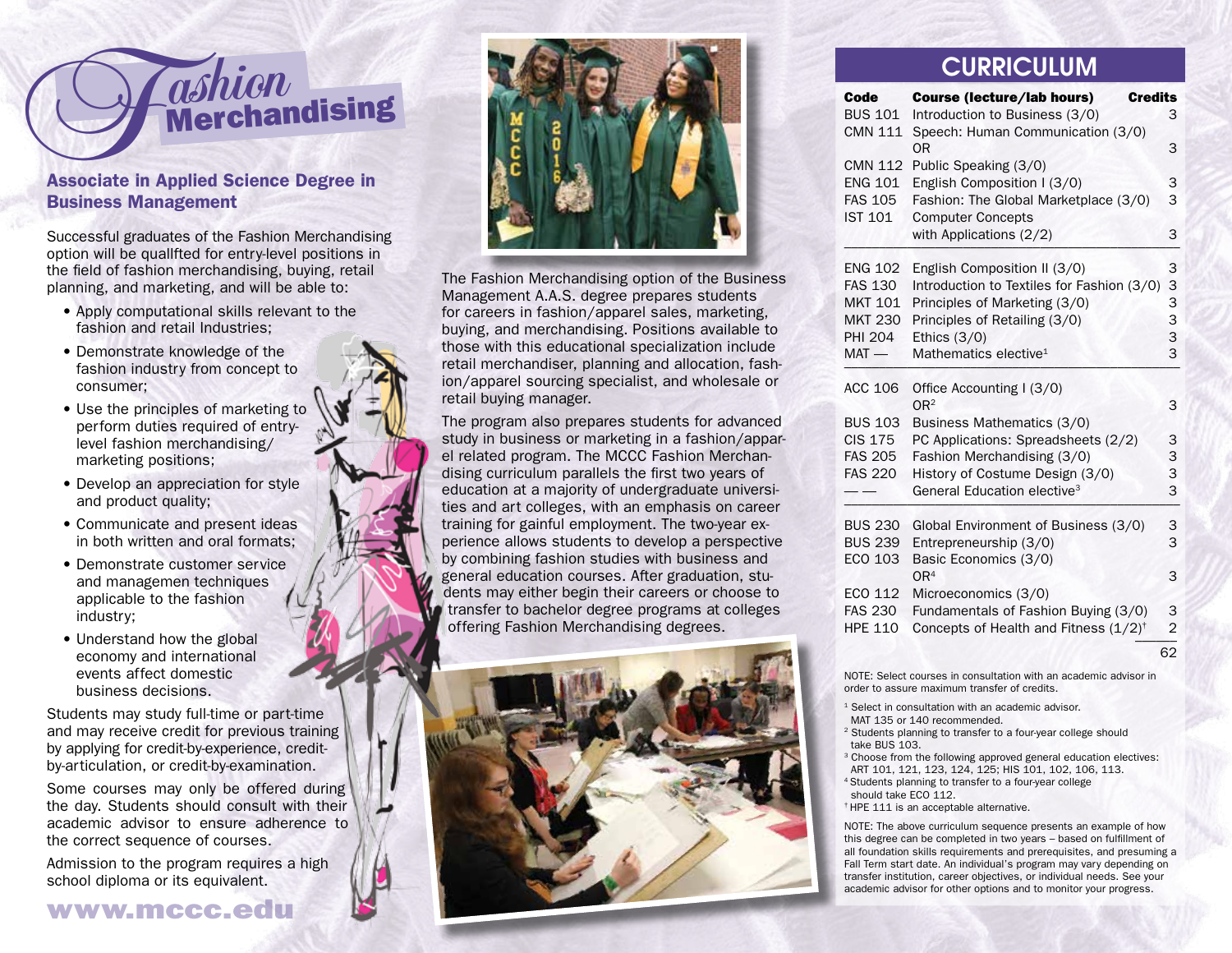# Fashion Merchandising

## Associate in Applied Science Degree in Business Management

Successful graduates of the Fashion Merchandising option will be quallfted for entry-level positions in the field of fashion merchandising, buying, retail planning, and marketing, and will be able to:

- Apply computational skills relevant to the fashion and retail Industries;
- Demonstrate knowledge of the fashion industry from concept to consumer;
- Use the principles of marketing to perform duties required of entry-level fashion merchandising/ marketing positions;
- Develop an appreciation for style and product quality;
- Communicate and present ideas in both written and oral formats;
- Demonstrate customer service and managemen techniques applicable to the fashion industry;
- Understand how the global economy and international events affect domestic business decisions.

Students may study full-time or part-time and may receive credit for previous training by applying for credit-by-experience, credit-by-articulation, or credit-by-examination.

Some courses may only be offered during the day. Students should consult with their academic advisor to ensure adherence to the correct sequence of courses.

Admission to the program requires a high school diploma or its equivalent.

www.mccc.edu

The Fashion Merchandising option of the Business Management A.A.S. degree prepares students for careers in fashion/apparel sales, marketing, buying, and merchandising. Positions available to those with this educational specialization include retail merchandiser, planning and allocation, fashion/apparel sourcing specialist, and wholesale or retail buying manager.

The program also prepares students for advanced study in business or marketing in a fashion/apparel related program. The MCCC Fashion Merchandising curriculum parallels the first two years of education at a majority of undergraduate universities and art colleges, with an emphasis on career training for gainful employment. The two-year experience allows students to develop a perspective by combining fashion studies with business and general education courses. After graduation, students may either begin their careers or choose to transfer to bachelor degree programs at colleges offering Fashion Merchandising degrees.

## CURRICULUM

| Code | Course (lecture/lab hours) | Credits |
|---|---|---|
| BUS 101 | Introduction to Business (3/0) | 3 |
| CMN 111 | Speech: Human Communication (3/0) OR | 3 |
| CMN 112 | Public Speaking (3/0) | |
| ENG 101 | English Composition I (3/0) | 3 |
| FAS 105 | Fashion: The Global Marketplace (3/0) | 3 |
| IST 101 | Computer Concepts with Applications (2/2) | 3 |
| ENG 102 | English Composition II (3/0) | 3 |
| FAS 130 | Introduction to Textiles for Fashion (3/0) | 3 |
| MKT 101 | Principles of Marketing (3/0) | 3 |
| MKT 230 | Principles of Retailing (3/0) | 3 |
| PHI 204 | Ethics (3/0) | 3 |
| MAT — | Mathematics elective[1] | 3 |
| ACC 106 | Office Accounting I (3/0) OR[2] | 3 |
| BUS 103 | Business Mathematics (3/0) | |
| CIS 175 | PC Applications: Spreadsheets (2/2) | 3 |
| FAS 205 | Fashion Merchandising (3/0) | 3 |
| FAS 220 | History of Costume Design (3/0) | 3 |
| — — | General Education elective[3] | 3 |
| BUS 230 | Global Environment of Business (3/0) | 3 |
| BUS 239 | Entrepreneurship (3/0) | 3 |
| ECO 103 | Basic Economics (3/0) OR[4] | 3 |
| ECO 112 | Microeconomics (3/0) | |
| FAS 230 | Fundamentals of Fashion Buying (3/0) | 3 |
| HPE 110 | Concepts of Health and Fitness (1/2)[†] | 2 |
| | | 62 |

NOTE: Select courses in consultation with an academic advisor in order to assure maximum transfer of credits.

[1] Select in consultation with an academic advisor. MAT 135 or 140 recommended.
[2] Students planning to transfer to a four-year college should take BUS 103.
[3] Choose from the following approved general education electives: ART 101, 121, 123, 124, 125; HIS 101, 102, 106, 113.
[4] Students planning to transfer to a four-year college should take ECO 112.
[†] HPE 111 is an acceptable alternative.

NOTE: The above curriculum sequence presents an example of how this degree can be completed in two years – based on fulfillment of all foundation skills requirements and prerequisites, and presuming a Fall Term start date. An individual's program may vary depending on transfer institution, career objectives, or individual needs. See your academic advisor for other options and to monitor your progress.